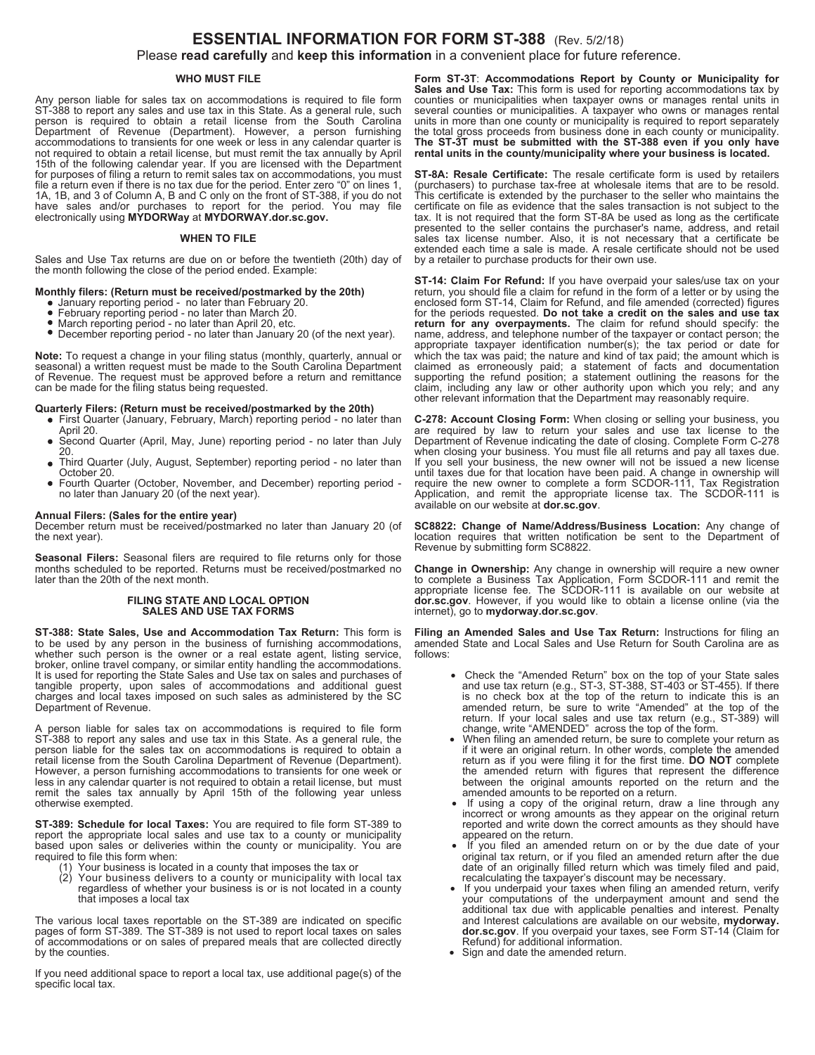# ESSENTIAL INFORMATION FOR FORM ST-388 (Rev. 5/2/18)

Please **read carefully** and **keep this information** in a convenient place for future reference.

### WHO MUST FILE

Any person liable for sales tax on accommodations is required to file form ST-388 to report any sales and use tax in this State. As a general rule, such person is required to obtain a retail license from the South Carolina Department of Revenue (Department). However, a person furnishing accommodations to transients for one week or less in any calendar quarter is not required to obtain a retail license, but must remit the tax annually by April 15th of the following calendar year. If you are licensed with the Department for purposes of filing a return to remit sales tax on accommodations, you must file a return even if there is no tax due for the period. Enter zero "0" on lines 1, 1A, 1B, and 3 of Column A, B and C only on the front of ST-388, if you do not have sales and/or purchases to report for the period. You may file electronically using **MYDORWay** at **MYDORWAY.dor.sc.gov.**

### WHEN TO FILE

Sales and Use Tax returns are due on or before the twentieth (20th) day of the month following the close of the period ended. Example:

**Monthly filers: (Return must be received/postmarked by the 20th)**

- January reporting period - no later than February 20.
- February reporting period - no later than March 20.
- March reporting period - no later than April 20, etc.
- December reporting period - no later than January 20 (of the next year).

**Note:** To request a change in your filing status (monthly, quarterly, annual or seasonal) a written request must be made to the South Carolina Department of Revenue. The request must be approved before a return and remittance can be made for the filing status being requested.

**Quarterly Filers: (Return must be received/postmarked by the 20th)**

- First Quarter (January, February, March) reporting period - no later than April 20.
- Second Quarter (April, May, June) reporting period - no later than July 20.
- Third Quarter (July, August, September) reporting period - no later than October 20.
- Fourth Quarter (October, November, and December) reporting period - no later than January 20 (of the next year).

**Annual Filers: (Sales for the entire year)**
December return must be received/postmarked no later than January 20 (of the next year).

**Seasonal Filers:** Seasonal filers are required to file returns only for those months scheduled to be reported. Returns must be received/postmarked no later than the 20th of the next month.

### FILING STATE AND LOCAL OPTION SALES AND USE TAX FORMS

**ST-388: State Sales, Use and Accommodation Tax Return:** This form is to be used by any person in the business of furnishing accommodations, whether such person is the owner or a real estate agent, listing service, broker, online travel company, or similar entity handling the accommodations. It is used for reporting the State Sales and Use tax on sales and purchases of tangible property, upon sales of accommodations and additional guest charges and local taxes imposed on such sales as administered by the SC Department of Revenue.

A person liable for sales tax on accommodations is required to file form ST-388 to report any sales and use tax in this State. As a general rule, the person liable for the sales tax on accommodations is required to obtain a retail license from the South Carolina Department of Revenue (Department). However, a person furnishing accommodations to transients for one week or less in any calendar quarter is not required to obtain a retail license, but must remit the sales tax annually by April 15th of the following year unless otherwise exempted.

**ST-389: Schedule for local Taxes:** You are required to file form ST-389 to report the appropriate local sales and use tax to a county or municipality based upon sales or deliveries within the county or municipality. You are required to file this form when:

(1) Your business is located in a county that imposes the tax or
(2) Your business delivers to a county or municipality with local tax regardless of whether your business is or is not located in a county that imposes a local tax

The various local taxes reportable on the ST-389 are indicated on specific pages of form ST-389. The ST-389 is not used to report local taxes on sales of accommodations or on sales of prepared meals that are collected directly by the counties.

If you need additional space to report a local tax, use additional page(s) of the specific local tax.

**Form ST-3T**: **Accommodations Report by County or Municipality for Sales and Use Tax:** This form is used for reporting accommodations tax by counties or municipalities when taxpayer owns or manages rental units in several counties or municipalities. A taxpayer who owns or manages rental units in more than one county or municipality is required to report separately the total gross proceeds from business done in each county or municipality. **The ST-3T must be submitted with the ST-388 even if you only have rental units in the county/municipality where your business is located.**

**ST-8A: Resale Certificate:** The resale certificate form is used by retailers (purchasers) to purchase tax-free at wholesale items that are to be resold. This certificate is extended by the purchaser to the seller who maintains the certificate on file as evidence that the sales transaction is not subject to the tax. It is not required that the form ST-8A be used as long as the certificate presented to the seller contains the purchaser's name, address, and retail sales tax license number. Also, it is not necessary that a certificate be extended each time a sale is made. A resale certificate should not be used by a retailer to purchase products for their own use.

**ST-14: Claim For Refund:** If you have overpaid your sales/use tax on your return, you should file a claim for refund in the form of a letter or by using the enclosed form ST-14, Claim for Refund, and file amended (corrected) figures for the periods requested. **Do not take a credit on the sales and use tax return for any overpayments.** The claim for refund should specify: the name, address, and telephone number of the taxpayer or contact person; the appropriate taxpayer identification number(s); the tax period or date for which the tax was paid; the nature and kind of tax paid; the amount which is claimed as erroneously paid; a statement of facts and documentation supporting the refund position; a statement outlining the reasons for the claim, including any law or other authority upon which you rely; and any other relevant information that the Department may reasonably require.

**C-278: Account Closing Form:** When closing or selling your business, you are required by law to return your sales and use tax license to the Department of Revenue indicating the date of closing. Complete Form C-278 when closing your business. You must file all returns and pay all taxes due. If you sell your business, the new owner will not be issued a new license until taxes due for that location have been paid. A change in ownership will require the new owner to complete a form SCDOR-111, Tax Registration Application, and remit the appropriate license tax. The SCDOR-111 is available on our website at **dor.sc.gov**.

**SC8822: Change of Name/Address/Business Location:** Any change of location requires that written notification be sent to the Department of Revenue by submitting form SC8822.

**Change in Ownership:** Any change in ownership will require a new owner to complete a Business Tax Application, Form SCDOR-111 and remit the appropriate license fee. The SCDOR-111 is available on our website at **dor.sc.gov**. However, if you would like to obtain a license online (via the internet), go to **mydorway.dor.sc.gov**.

**Filing an Amended Sales and Use Tax Return:** Instructions for filing an amended State and Local Sales and Use Return for South Carolina are as follows:

- Check the "Amended Return" box on the top of your State sales and use tax return (e.g., ST-3, ST-388, ST-403 or ST-455). If there is no check box at the top of the return to indicate this is an amended return, be sure to write "Amended" at the top of the return. If your local sales and use tax return (e.g., ST-389) will change, write "AMENDED" across the top of the form.
- When filing an amended return, be sure to complete your return as if it were an original return. In other words, complete the amended return as if you were filing it for the first time. **DO NOT** complete the amended return with figures that represent the difference between the original amounts reported on the return and the amended amounts to be reported on a return.
- If using a copy of the original return, draw a line through any incorrect or wrong amounts as they appear on the original return reported and write down the correct amounts as they should have appeared on the return.
- If you filed an amended return on or by the due date of your original tax return, or if you filed an amended return after the due date of an originally filled return which was timely filed and paid, recalculating the taxpayer's discount may be necessary.
- If you underpaid your taxes when filing an amended return, verify your computations of the underpayment amount and send the additional tax due with applicable penalties and interest. Penalty and Interest calculations are available on our website, **mydorway.dor.sc.gov**. If you overpaid your taxes, see Form ST-14 (Claim for Refund) for additional information.
- Sign and date the amended return.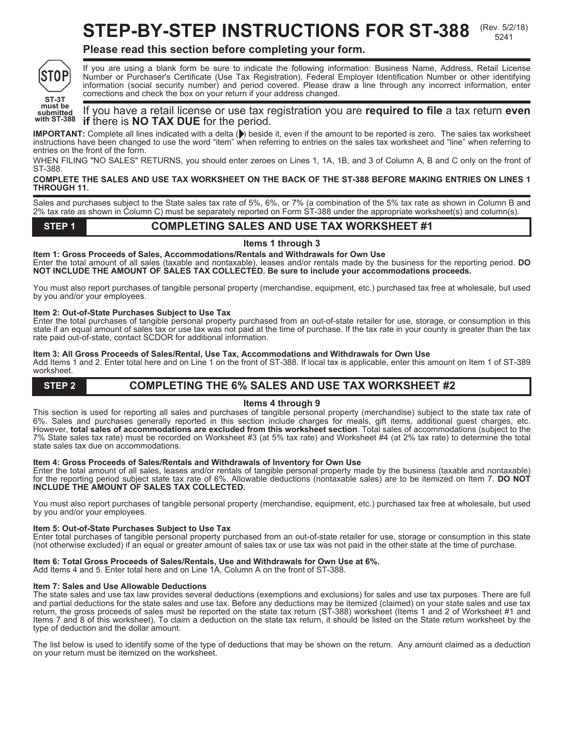# STEP-BY-STEP INSTRUCTIONS FOR ST-388

(Rev. 5/2/18)
5241

**Please read this section before completing your form.**

STOP

**ST-3T must be submitted with ST-388**

If you are using a blank form be sure to indicate the following information: Business Name, Address, Retail License Number or Purchaser's Certificate (Use Tax Registration), Federal Employer Identification Number or other identifying information (social security number) and period covered. Please draw a line through any incorrect information, enter corrections and check the box on your return if your address changed.

If you have a retail license or use tax registration you are **required to file** a tax return **even if** there is **NO TAX DUE** for the period.

**IMPORTANT:** Complete all lines indicated with a delta (▶) beside it, even if the amount to be reported is zero. The sales tax worksheet instructions have been changed to use the word "item" when referring to entries on the sales tax worksheet and "line" when referring to entries on the front of the form.

WHEN FILING "NO SALES" RETURNS, you should enter zeroes on Lines 1, 1A, 1B, and 3 of Column A, B and C only on the front of ST-388.

**COMPLETE THE SALES AND USE TAX WORKSHEET ON THE BACK OF THE ST-388 BEFORE MAKING ENTRIES ON LINES 1 THROUGH 11.**

Sales and purchases subject to the State sales tax rate of 5%, 6%, or 7% (a combination of the 5% tax rate as shown in Column B and 2% tax rate as shown in Column C) must be separately reported on Form ST-388 under the appropriate worksheet(s) and column(s).

## STEP 1 — COMPLETING SALES AND USE TAX WORKSHEET #1

### Items 1 through 3

**Item 1: Gross Proceeds of Sales, Accommodations/Rentals and Withdrawals for Own Use**
Enter the total amount of all sales (taxable and nontaxable), leases and/or rentals made by the business for the reporting period. **DO NOT INCLUDE THE AMOUNT OF SALES TAX COLLECTED. Be sure to include your accommodations proceeds.**

You must also report purchases of tangible personal property (merchandise, equipment, etc.) purchased tax free at wholesale, but used by you and/or your employees.

**Item 2: Out-of-State Purchases Subject to Use Tax**
Enter the total purchases of tangible personal property purchased from an out-of-state retailer for use, storage, or consumption in this state if an equal amount of sales tax or use tax was not paid at the time of purchase. If the tax rate in your county is greater than the tax rate paid out-of-state, contact SCDOR for additional information.

**Item 3: All Gross Proceeds of Sales/Rental, Use Tax, Accommodations and Withdrawals for Own Use**
Add Items 1 and 2. Enter total here and on Line 1 on the front of ST-388. If local tax is applicable, enter this amount on Item 1 of ST-389 worksheet.

## STEP 2 — COMPLETING THE 6% SALES AND USE TAX WORKSHEET #2

### Items 4 through 9

This section is used for reporting all sales and purchases of tangible personal property (merchandise) subject to the state tax rate of 6%. Sales and purchases generally reported in this section include charges for meals, gift items, additional guest charges, etc. However, **total sales of accommodations are excluded from this worksheet section**. Total sales of accommodations (subject to the 7% State sales tax rate) must be recorded on Worksheet #3 (at 5% tax rate) and Worksheet #4 (at 2% tax rate) to determine the total state sales tax due on accommodations.

**Item 4: Gross Proceeds of Sales/Rentals and Withdrawals of Inventory for Own Use**
Enter the total amount of all sales, leases and/or rentals of tangible personal property made by the business (taxable and nontaxable) for the reporting period subject state tax rate of 6%. Allowable deductions (nontaxable sales) are to be itemized on Item 7. **DO NOT INCLUDE THE AMOUNT OF SALES TAX COLLECTED.**

You must also report purchases of tangible personal property (merchandise, equipment, etc.) purchased tax free at wholesale, but used by you and/or your employees.

**Item 5: Out-of-State Purchases Subject to Use Tax**
Enter total purchases of tangible personal property purchased from an out-of-state retailer for use, storage or consumption in this state (not otherwise excluded) if an equal or greater amount of sales tax or use tax was not paid in the other state at the time of purchase.

**Item 6: Total Gross Proceeds of Sales/Rentals, Use and Withdrawals for Own Use at 6%.**
Add Items 4 and 5. Enter total here and on Line 1A, Column A on the front of ST-388.

**Item 7: Sales and Use Allowable Deductions**
The state sales and use tax law provides several deductions (exemptions and exclusions) for sales and use tax purposes. There are full and partial deductions for the state sales and use tax. Before any deductions may be itemized (claimed) on your state sales and use tax return, the gross proceeds of sales must be reported on the state tax return (ST-388) worksheet (Items 1 and 2 of Worksheet #1 and Items 7 and 8 of this worksheet). To claim a deduction on the state tax return, it should be listed on the State return worksheet by the type of deduction and the dollar amount.

The list below is used to identify some of the type of deductions that may be shown on the return. Any amount claimed as a deduction on your return must be itemized on the worksheet.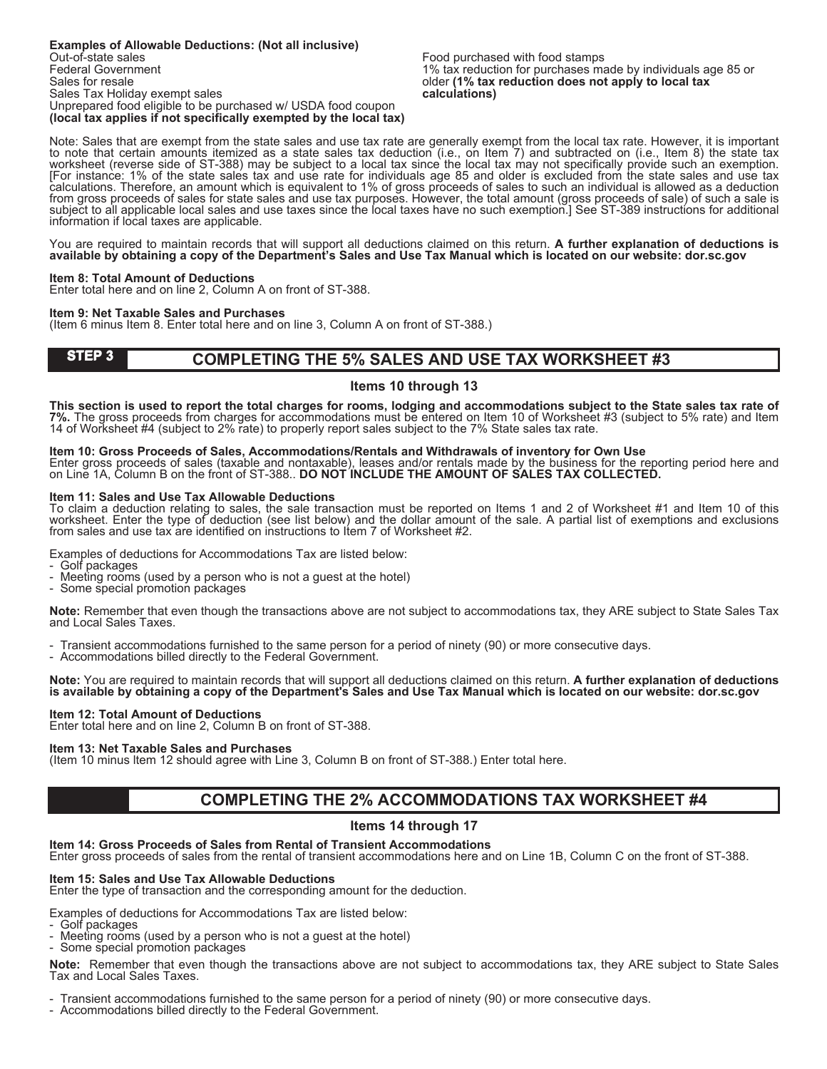**Examples of Allowable Deductions: (Not all inclusive)**

Out-of-state sales
Federal Government
Sales for resale
Sales Tax Holiday exempt sales
Unprepared food eligible to be purchased w/ USDA food coupon
**(local tax applies if not specifically exempted by the local tax)**

Food purchased with food stamps
1% tax reduction for purchases made by individuals age 85 or older **(1% tax reduction does not apply to local tax calculations)**

Note: Sales that are exempt from the state sales and use tax rate are generally exempt from the local tax rate. However, it is important to note that certain amounts itemized as a state sales tax deduction (i.e., on Item 7) and subtracted on (i.e., Item 8) the state tax worksheet (reverse side of ST-388) may be subject to a local tax since the local tax may not specifically provide such an exemption. [For instance: 1% of the state sales tax and use rate for individuals age 85 and older is excluded from the state sales and use tax calculations. Therefore, an amount which is equivalent to 1% of gross proceeds of sales to such an individual is allowed as a deduction from gross proceeds of sales for state sales and use tax purposes. However, the total amount (gross proceeds of sale) of such a sale is subject to all applicable local sales and use taxes since the local taxes have no such exemption.] See ST-389 instructions for additional information if local taxes are applicable.

You are required to maintain records that will support all deductions claimed on this return. **A further explanation of deductions is available by obtaining a copy of the Department's Sales and Use Tax Manual which is located on our website: dor.sc.gov**

**Item 8: Total Amount of Deductions**
Enter total here and on line 2, Column A on front of ST-388.

**Item 9: Net Taxable Sales and Purchases**
(Item 6 minus Item 8. Enter total here and on line 3, Column A on front of ST-388.)

## STEP 3 COMPLETING THE 5% SALES AND USE TAX WORKSHEET #3

### Items 10 through 13

**This section is used to report the total charges for rooms, lodging and accommodations subject to the State sales tax rate of 7%.** The gross proceeds from charges for accommodations must be entered on Item 10 of Worksheet #3 (subject to 5% rate) and Item 14 of Worksheet #4 (subject to 2% rate) to properly report sales subject to the 7% State sales tax rate.

**Item 10: Gross Proceeds of Sales, Accommodations/Rentals and Withdrawals of inventory for Own Use**
Enter gross proceeds of sales (taxable and nontaxable), leases and/or rentals made by the business for the reporting period here and on Line 1A, Column B on the front of ST-388.. **DO NOT INCLUDE THE AMOUNT OF SALES TAX COLLECTED.**

**Item 11: Sales and Use Tax Allowable Deductions**
To claim a deduction relating to sales, the sale transaction must be reported on Items 1 and 2 of Worksheet #1 and Item 10 of this worksheet. Enter the type of deduction (see list below) and the dollar amount of the sale. A partial list of exemptions and exclusions from sales and use tax are identified on instructions to Item 7 of Worksheet #2.

Examples of deductions for Accommodations Tax are listed below:

- Golf packages
- Meeting rooms (used by a person who is not a guest at the hotel)
- Some special promotion packages

**Note:** Remember that even though the transactions above are not subject to accommodations tax, they ARE subject to State Sales Tax and Local Sales Taxes.

- Transient accommodations furnished to the same person for a period of ninety (90) or more consecutive days.
- Accommodations billed directly to the Federal Government.

**Note:** You are required to maintain records that will support all deductions claimed on this return. **A further explanation of deductions is available by obtaining a copy of the Department's Sales and Use Tax Manual which is located on our website: dor.sc.gov**

**Item 12: Total Amount of Deductions**
Enter total here and on line 2, Column B on front of ST-388.

**Item 13: Net Taxable Sales and Purchases**
(Item 10 minus Item 12 should agree with Line 3, Column B on front of ST-388.) Enter total here.

## COMPLETING THE 2% ACCOMMODATIONS TAX WORKSHEET #4

### Items 14 through 17

**Item 14: Gross Proceeds of Sales from Rental of Transient Accommodations**
Enter gross proceeds of sales from the rental of transient accommodations here and on Line 1B, Column C on the front of ST-388.

**Item 15: Sales and Use Tax Allowable Deductions**
Enter the type of transaction and the corresponding amount for the deduction.

Examples of deductions for Accommodations Tax are listed below:

- Golf packages
- Meeting rooms (used by a person who is not a guest at the hotel)
- Some special promotion packages

**Note:** Remember that even though the transactions above are not subject to accommodations tax, they ARE subject to State Sales Tax and Local Sales Taxes.

- Transient accommodations furnished to the same person for a period of ninety (90) or more consecutive days.
- Accommodations billed directly to the Federal Government.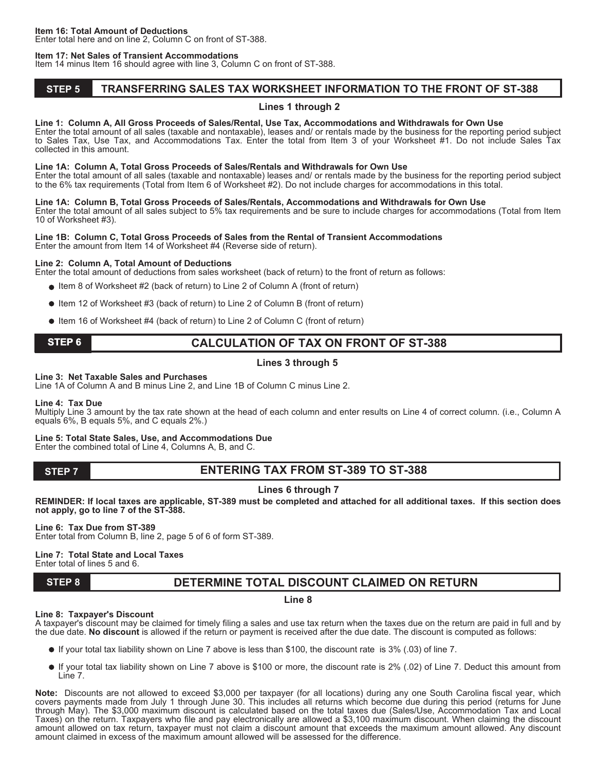**Item 16: Total Amount of Deductions**
Enter total here and on line 2, Column C on front of ST-388.

**Item 17: Net Sales of Transient Accommodations**
Item 14 minus Item 16 should agree with line 3, Column C on front of ST-388.

## STEP 5 TRANSFERRING SALES TAX WORKSHEET INFORMATION TO THE FRONT OF ST-388

### Lines 1 through 2

**Line 1: Column A, All Gross Proceeds of Sales/Rental, Use Tax, Accommodations and Withdrawals for Own Use**
Enter the total amount of all sales (taxable and nontaxable), leases and/ or rentals made by the business for the reporting period subject to Sales Tax, Use Tax, and Accommodations Tax. Enter the total from Item 3 of your Worksheet #1. Do not include Sales Tax collected in this amount.

**Line 1A: Column A, Total Gross Proceeds of Sales/Rentals and Withdrawals for Own Use**
Enter the total amount of all sales (taxable and nontaxable) leases and/ or rentals made by the business for the reporting period subject to the 6% tax requirements (Total from Item 6 of Worksheet #2). Do not include charges for accommodations in this total.

**Line 1A: Column B, Total Gross Proceeds of Sales/Rentals, Accommodations and Withdrawals for Own Use**
Enter the total amount of all sales subject to 5% tax requirements and be sure to include charges for accommodations (Total from Item 10 of Worksheet #3).

**Line 1B: Column C, Total Gross Proceeds of Sales from the Rental of Transient Accommodations**
Enter the amount from Item 14 of Worksheet #4 (Reverse side of return).

**Line 2: Column A, Total Amount of Deductions**
Enter the total amount of deductions from sales worksheet (back of return) to the front of return as follows:

- Item 8 of Worksheet #2 (back of return) to Line 2 of Column A (front of return)
- Item 12 of Worksheet #3 (back of return) to Line 2 of Column B (front of return)
- Item 16 of Worksheet #4 (back of return) to Line 2 of Column C (front of return)

## STEP 6 CALCULATION OF TAX ON FRONT OF ST-388

### Lines 3 through 5

**Line 3: Net Taxable Sales and Purchases**
Line 1A of Column A and B minus Line 2, and Line 1B of Column C minus Line 2.

**Line 4: Tax Due**
Multiply Line 3 amount by the tax rate shown at the head of each column and enter results on Line 4 of correct column. (i.e., Column A equals 6%, B equals 5%, and C equals 2%.)

**Line 5: Total State Sales, Use, and Accommodations Due**
Enter the combined total of Line 4, Columns A, B, and C.

## STEP 7 ENTERING TAX FROM ST-389 TO ST-388

### Lines 6 through 7

**REMINDER: If local taxes are applicable, ST-389 must be completed and attached for all additional taxes. If this section does not apply, go to line 7 of the ST-388.**

**Line 6: Tax Due from ST-389**
Enter total from Column B, line 2, page 5 of 6 of form ST-389.

**Line 7: Total State and Local Taxes**
Enter total of lines 5 and 6.

## STEP 8 DETERMINE TOTAL DISCOUNT CLAIMED ON RETURN

### Line 8

**Line 8: Taxpayer's Discount**
A taxpayer's discount may be claimed for timely filing a sales and use tax return when the taxes due on the return are paid in full and by the due date. **No discount** is allowed if the return or payment is received after the due date. The discount is computed as follows:

- If your total tax liability shown on Line 7 above is less than $100, the discount rate is 3% (.03) of line 7.
- If your total tax liability shown on Line 7 above is $100 or more, the discount rate is 2% (.02) of Line 7. Deduct this amount from Line 7.

**Note:** Discounts are not allowed to exceed $3,000 per taxpayer (for all locations) during any one South Carolina fiscal year, which covers payments made from July 1 through June 30. This includes all returns which become due during this period (returns for June through May). The $3,000 maximum discount is calculated based on the total taxes due (Sales/Use, Accommodation Tax and Local Taxes) on the return. Taxpayers who file and pay electronically are allowed a $3,100 maximum discount. When claiming the discount amount allowed on tax return, taxpayer must not claim a discount amount that exceeds the maximum amount allowed. Any discount amount claimed in excess of the maximum amount allowed will be assessed for the difference.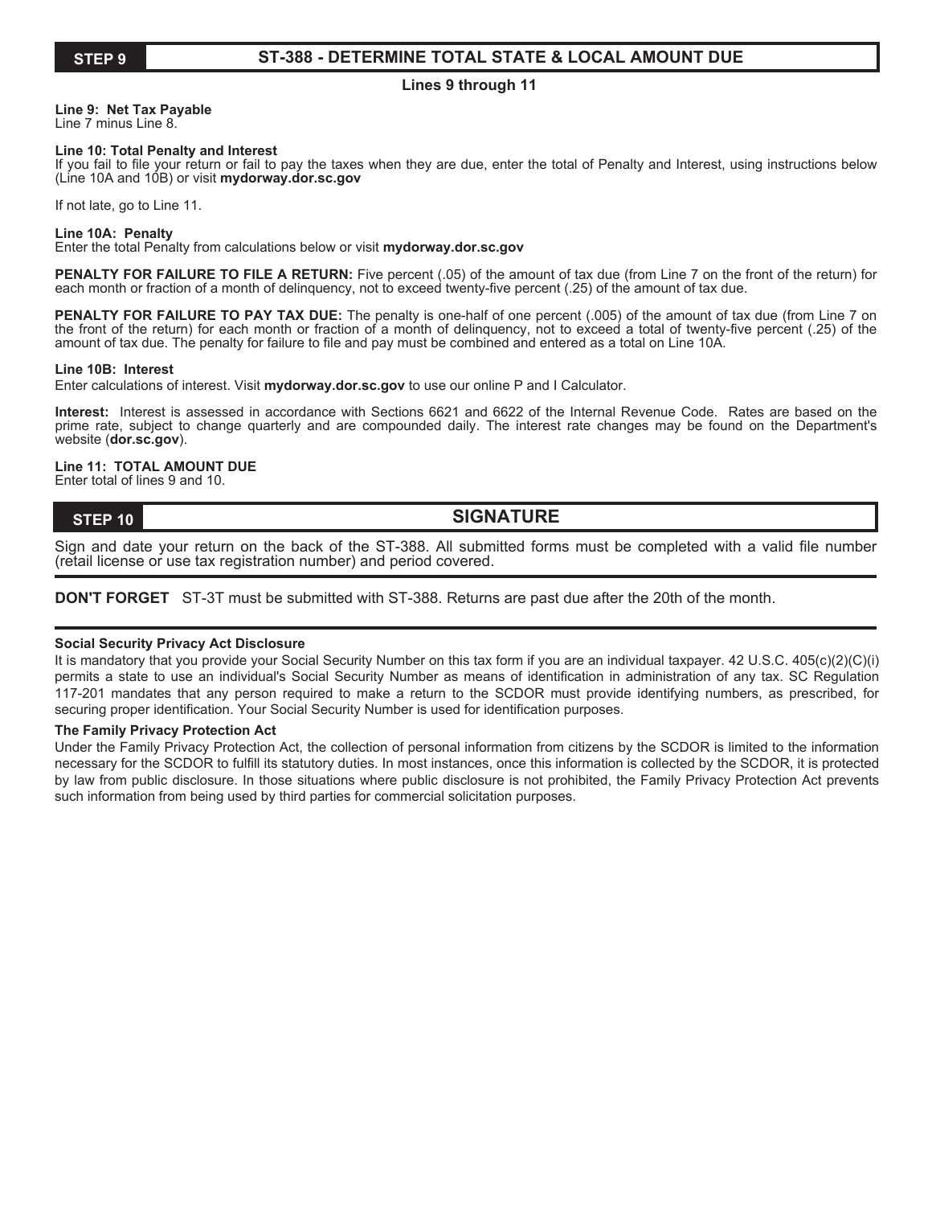## STEP 9 — ST-388 - DETERMINE TOTAL STATE & LOCAL AMOUNT DUE

**Lines 9 through 11**

**Line 9: Net Tax Payable**
Line 7 minus Line 8.

**Line 10: Total Penalty and Interest**
If you fail to file your return or fail to pay the taxes when they are due, enter the total of Penalty and Interest, using instructions below (Line 10A and 10B) or visit **mydorway.dor.sc.gov**

If not late, go to Line 11.

**Line 10A: Penalty**
Enter the total Penalty from calculations below or visit **mydorway.dor.sc.gov**

**PENALTY FOR FAILURE TO FILE A RETURN:** Five percent (.05) of the amount of tax due (from Line 7 on the front of the return) for each month or fraction of a month of delinquency, not to exceed twenty-five percent (.25) of the amount of tax due.

**PENALTY FOR FAILURE TO PAY TAX DUE:** The penalty is one-half of one percent (.005) of the amount of tax due (from Line 7 on the front of the return) for each month or fraction of a month of delinquency, not to exceed a total of twenty-five percent (.25) of the amount of tax due. The penalty for failure to file and pay must be combined and entered as a total on Line 10A.

**Line 10B: Interest**
Enter calculations of interest. Visit **mydorway.dor.sc.gov** to use our online P and I Calculator.

**Interest:** Interest is assessed in accordance with Sections 6621 and 6622 of the Internal Revenue Code. Rates are based on the prime rate, subject to change quarterly and are compounded daily. The interest rate changes may be found on the Department's website (**dor.sc.gov**).

**Line 11: TOTAL AMOUNT DUE**
Enter total of lines 9 and 10.

## STEP 10 — SIGNATURE

Sign and date your return on the back of the ST-388. All submitted forms must be completed with a valid file number (retail license or use tax registration number) and period covered.

**DON'T FORGET** ST-3T must be submitted with ST-388. Returns are past due after the 20th of the month.

**Social Security Privacy Act Disclosure**
It is mandatory that you provide your Social Security Number on this tax form if you are an individual taxpayer. 42 U.S.C. 405(c)(2)(C)(i) permits a state to use an individual's Social Security Number as means of identification in administration of any tax. SC Regulation 117-201 mandates that any person required to make a return to the SCDOR must provide identifying numbers, as prescribed, for securing proper identification. Your Social Security Number is used for identification purposes.

**The Family Privacy Protection Act**
Under the Family Privacy Protection Act, the collection of personal information from citizens by the SCDOR is limited to the information necessary for the SCDOR to fulfill its statutory duties. In most instances, once this information is collected by the SCDOR, it is protected by law from public disclosure. In those situations where public disclosure is not prohibited, the Family Privacy Protection Act prevents such information from being used by third parties for commercial solicitation purposes.